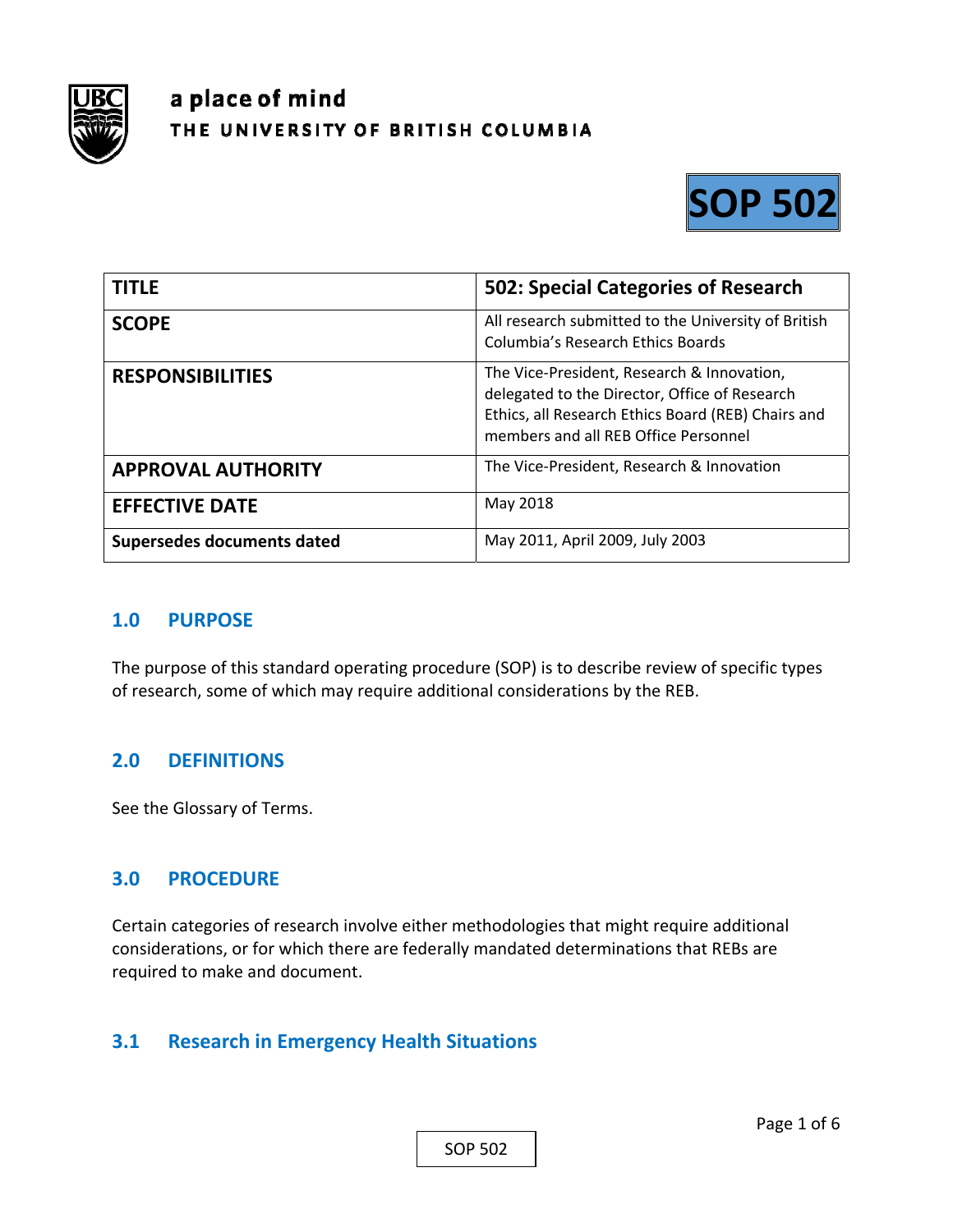a place of mind

THE UNIVERSITY OF BRITISH COLUMBIA

# SOP 502

| TITLE | 502: Special Categories of Research |
|---|---|
| SCOPE | All research submitted to the University of British Columbia's Research Ethics Boards |
| RESPONSIBILITIES | The Vice-President, Research & Innovation, delegated to the Director, Office of Research Ethics, all Research Ethics Board (REB) Chairs and members and all REB Office Personnel |
| APPROVAL AUTHORITY | The Vice-President, Research & Innovation |
| EFFECTIVE DATE | May 2018 |
| Supersedes documents dated | May 2011, April 2009, July 2003 |

## 1.0 PURPOSE

The purpose of this standard operating procedure (SOP) is to describe review of specific types of research, some of which may require additional considerations by the REB.

## 2.0 DEFINITIONS

See the Glossary of Terms.

## 3.0 PROCEDURE

Certain categories of research involve either methodologies that might require additional considerations, or for which there are federally mandated determinations that REBs are required to make and document.

### 3.1 Research in Emergency Health Situations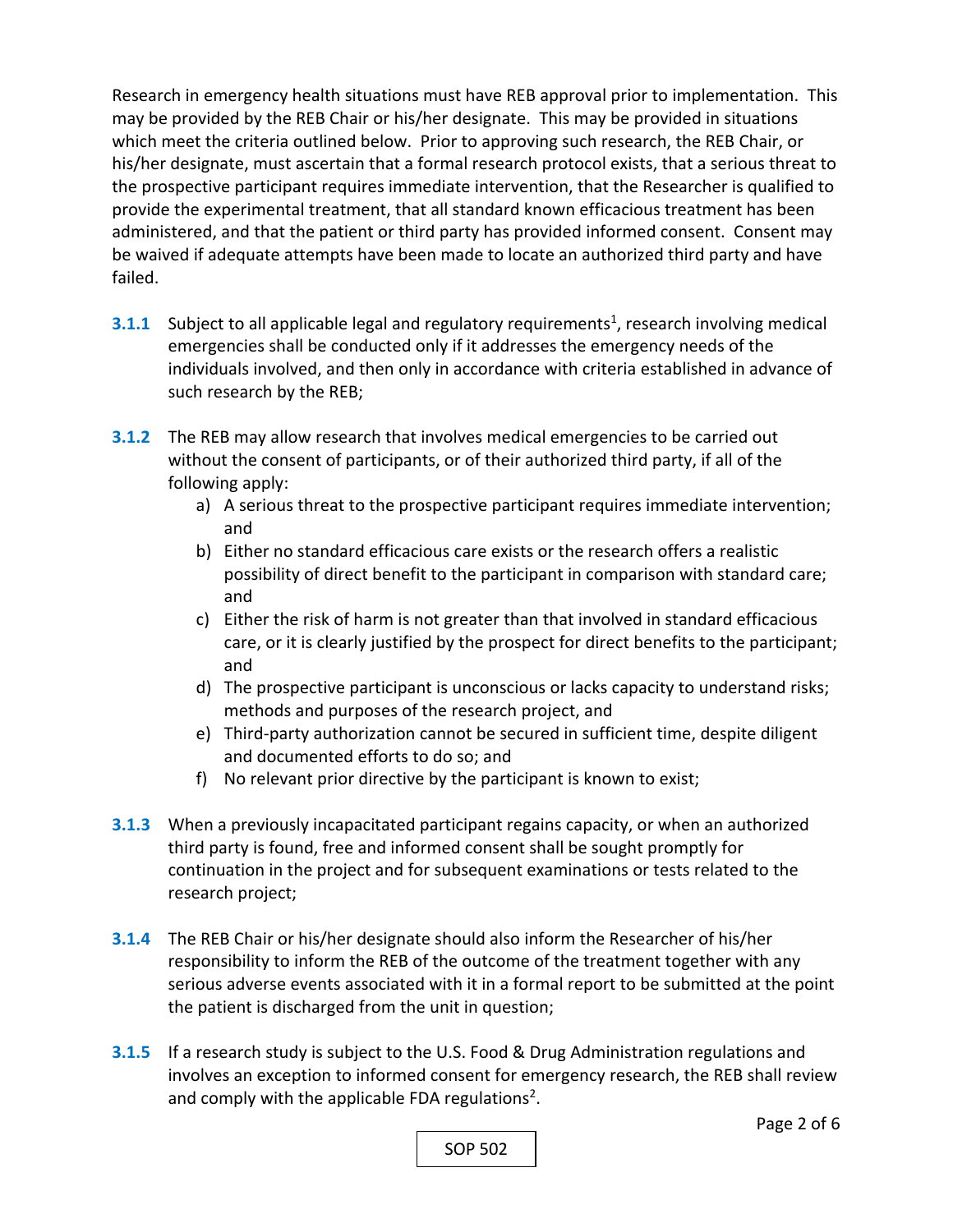Research in emergency health situations must have REB approval prior to implementation. This may be provided by the REB Chair or his/her designate. This may be provided in situations which meet the criteria outlined below. Prior to approving such research, the REB Chair, or his/her designate, must ascertain that a formal research protocol exists, that a serious threat to the prospective participant requires immediate intervention, that the Researcher is qualified to provide the experimental treatment, that all standard known efficacious treatment has been administered, and that the patient or third party has provided informed consent. Consent may be waived if adequate attempts have been made to locate an authorized third party and have failed.

**3.1.1** Subject to all applicable legal and regulatory requirements[1], research involving medical emergencies shall be conducted only if it addresses the emergency needs of the individuals involved, and then only in accordance with criteria established in advance of such research by the REB;

**3.1.2** The REB may allow research that involves medical emergencies to be carried out without the consent of participants, or of their authorized third party, if all of the following apply:

a) A serious threat to the prospective participant requires immediate intervention; and
b) Either no standard efficacious care exists or the research offers a realistic possibility of direct benefit to the participant in comparison with standard care; and
c) Either the risk of harm is not greater than that involved in standard efficacious care, or it is clearly justified by the prospect for direct benefits to the participant; and
d) The prospective participant is unconscious or lacks capacity to understand risks; methods and purposes of the research project, and
e) Third-party authorization cannot be secured in sufficient time, despite diligent and documented efforts to do so; and
f) No relevant prior directive by the participant is known to exist;

**3.1.3** When a previously incapacitated participant regains capacity, or when an authorized third party is found, free and informed consent shall be sought promptly for continuation in the project and for subsequent examinations or tests related to the research project;

**3.1.4** The REB Chair or his/her designate should also inform the Researcher of his/her responsibility to inform the REB of the outcome of the treatment together with any serious adverse events associated with it in a formal report to be submitted at the point the patient is discharged from the unit in question;

**3.1.5** If a research study is subject to the U.S. Food & Drug Administration regulations and involves an exception to informed consent for emergency research, the REB shall review and comply with the applicable FDA regulations[2].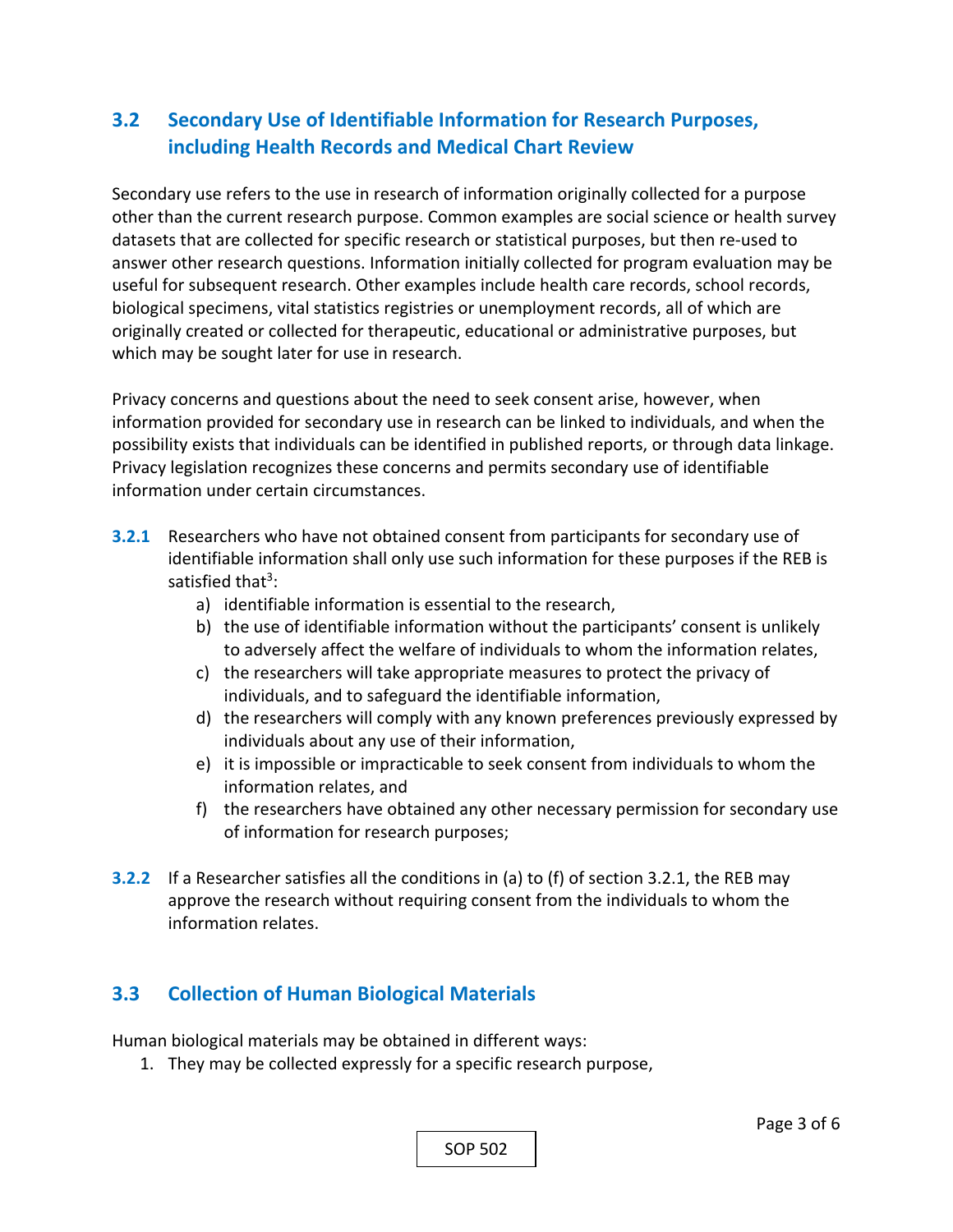## 3.2 Secondary Use of Identifiable Information for Research Purposes, including Health Records and Medical Chart Review

Secondary use refers to the use in research of information originally collected for a purpose other than the current research purpose. Common examples are social science or health survey datasets that are collected for specific research or statistical purposes, but then re-used to answer other research questions. Information initially collected for program evaluation may be useful for subsequent research. Other examples include health care records, school records, biological specimens, vital statistics registries or unemployment records, all of which are originally created or collected for therapeutic, educational or administrative purposes, but which may be sought later for use in research.

Privacy concerns and questions about the need to seek consent arise, however, when information provided for secondary use in research can be linked to individuals, and when the possibility exists that individuals can be identified in published reports, or through data linkage. Privacy legislation recognizes these concerns and permits secondary use of identifiable information under certain circumstances.

**3.2.1** Researchers who have not obtained consent from participants for secondary use of identifiable information shall only use such information for these purposes if the REB is satisfied that[3]:

a) identifiable information is essential to the research,
b) the use of identifiable information without the participants' consent is unlikely to adversely affect the welfare of individuals to whom the information relates,
c) the researchers will take appropriate measures to protect the privacy of individuals, and to safeguard the identifiable information,
d) the researchers will comply with any known preferences previously expressed by individuals about any use of their information,
e) it is impossible or impracticable to seek consent from individuals to whom the information relates, and
f) the researchers have obtained any other necessary permission for secondary use of information for research purposes;

**3.2.2** If a Researcher satisfies all the conditions in (a) to (f) of section 3.2.1, the REB may approve the research without requiring consent from the individuals to whom the information relates.

## 3.3 Collection of Human Biological Materials

Human biological materials may be obtained in different ways:

1. They may be collected expressly for a specific research purpose,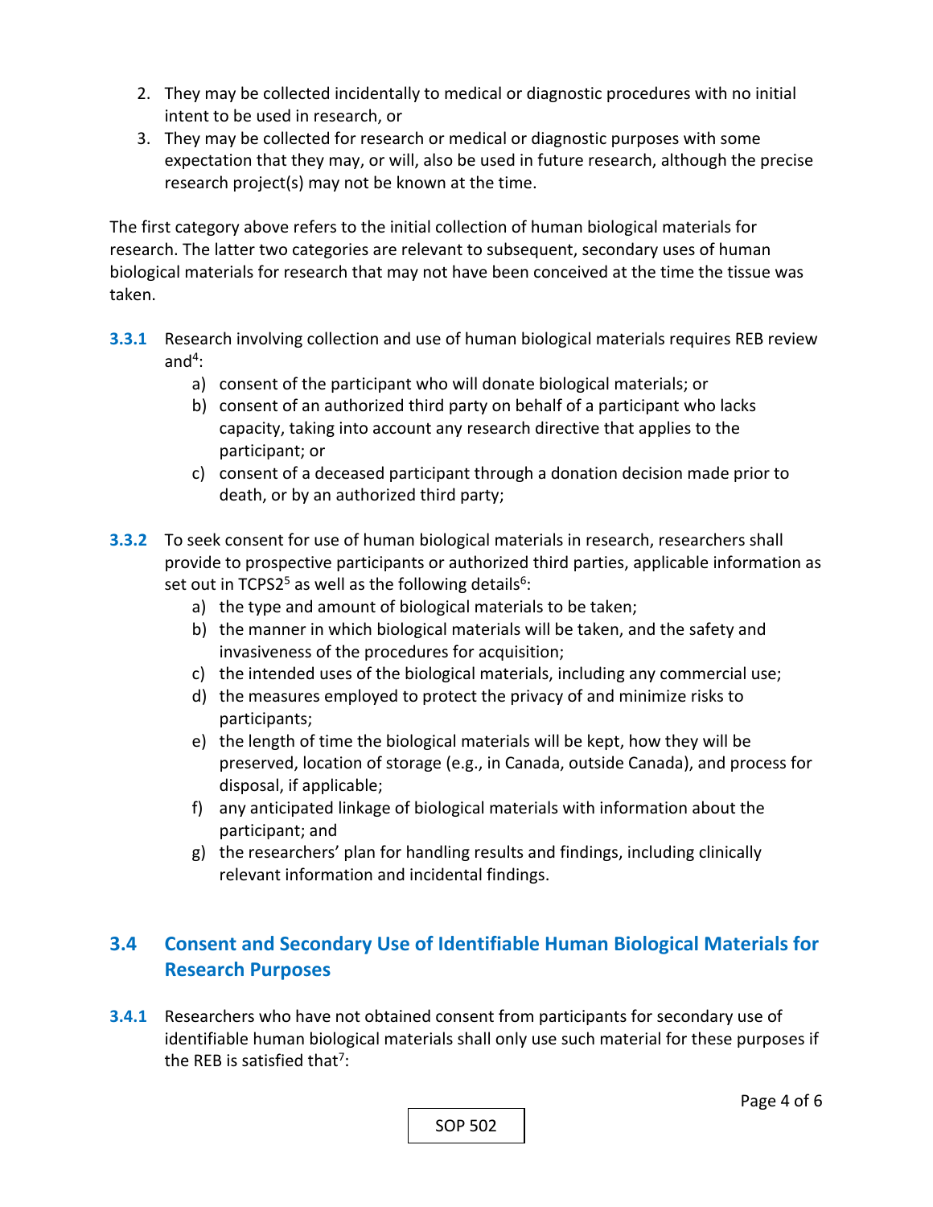2. They may be collected incidentally to medical or diagnostic procedures with no initial intent to be used in research, or
3. They may be collected for research or medical or diagnostic purposes with some expectation that they may, or will, also be used in future research, although the precise research project(s) may not be known at the time.

The first category above refers to the initial collection of human biological materials for research. The latter two categories are relevant to subsequent, secondary uses of human biological materials for research that may not have been conceived at the time the tissue was taken.

**3.3.1** Research involving collection and use of human biological materials requires REB review and[4]:

a) consent of the participant who will donate biological materials; or
b) consent of an authorized third party on behalf of a participant who lacks capacity, taking into account any research directive that applies to the participant; or
c) consent of a deceased participant through a donation decision made prior to death, or by an authorized third party;

**3.3.2** To seek consent for use of human biological materials in research, researchers shall provide to prospective participants or authorized third parties, applicable information as set out in TCPS2[5] as well as the following details[6]:

a) the type and amount of biological materials to be taken;
b) the manner in which biological materials will be taken, and the safety and invasiveness of the procedures for acquisition;
c) the intended uses of the biological materials, including any commercial use;
d) the measures employed to protect the privacy of and minimize risks to participants;
e) the length of time the biological materials will be kept, how they will be preserved, location of storage (e.g., in Canada, outside Canada), and process for disposal, if applicable;
f) any anticipated linkage of biological materials with information about the participant; and
g) the researchers' plan for handling results and findings, including clinically relevant information and incidental findings.

## 3.4 Consent and Secondary Use of Identifiable Human Biological Materials for Research Purposes

**3.4.1** Researchers who have not obtained consent from participants for secondary use of identifiable human biological materials shall only use such material for these purposes if the REB is satisfied that[7]: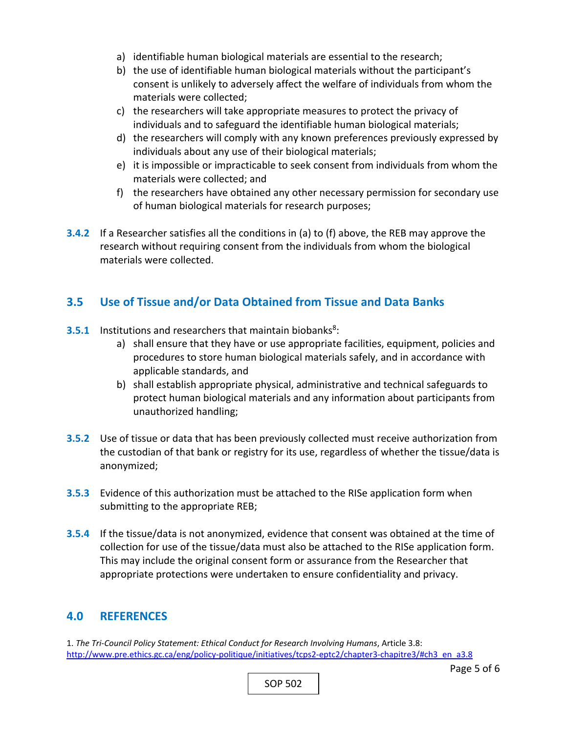a) identifiable human biological materials are essential to the research;
b) the use of identifiable human biological materials without the participant's consent is unlikely to adversely affect the welfare of individuals from whom the materials were collected;
c) the researchers will take appropriate measures to protect the privacy of individuals and to safeguard the identifiable human biological materials;
d) the researchers will comply with any known preferences previously expressed by individuals about any use of their biological materials;
e) it is impossible or impracticable to seek consent from individuals from whom the materials were collected; and
f) the researchers have obtained any other necessary permission for secondary use of human biological materials for research purposes;

**3.4.2** If a Researcher satisfies all the conditions in (a) to (f) above, the REB may approve the research without requiring consent from the individuals from whom the biological materials were collected.

## 3.5 Use of Tissue and/or Data Obtained from Tissue and Data Banks

**3.5.1** Institutions and researchers that maintain biobanks[8]:

a) shall ensure that they have or use appropriate facilities, equipment, policies and procedures to store human biological materials safely, and in accordance with applicable standards, and
b) shall establish appropriate physical, administrative and technical safeguards to protect human biological materials and any information about participants from unauthorized handling;

**3.5.2** Use of tissue or data that has been previously collected must receive authorization from the custodian of that bank or registry for its use, regardless of whether the tissue/data is anonymized;

**3.5.3** Evidence of this authorization must be attached to the RISe application form when submitting to the appropriate REB;

**3.5.4** If the tissue/data is not anonymized, evidence that consent was obtained at the time of collection for use of the tissue/data must also be attached to the RISe application form. This may include the original consent form or assurance from the Researcher that appropriate protections were undertaken to ensure confidentiality and privacy.

## 4.0 REFERENCES

1. *The Tri-Council Policy Statement: Ethical Conduct for Research Involving Humans*, Article 3.8: http://www.pre.ethics.gc.ca/eng/policy-politique/initiatives/tcps2-eptc2/chapter3-chapitre3/#ch3_en_a3.8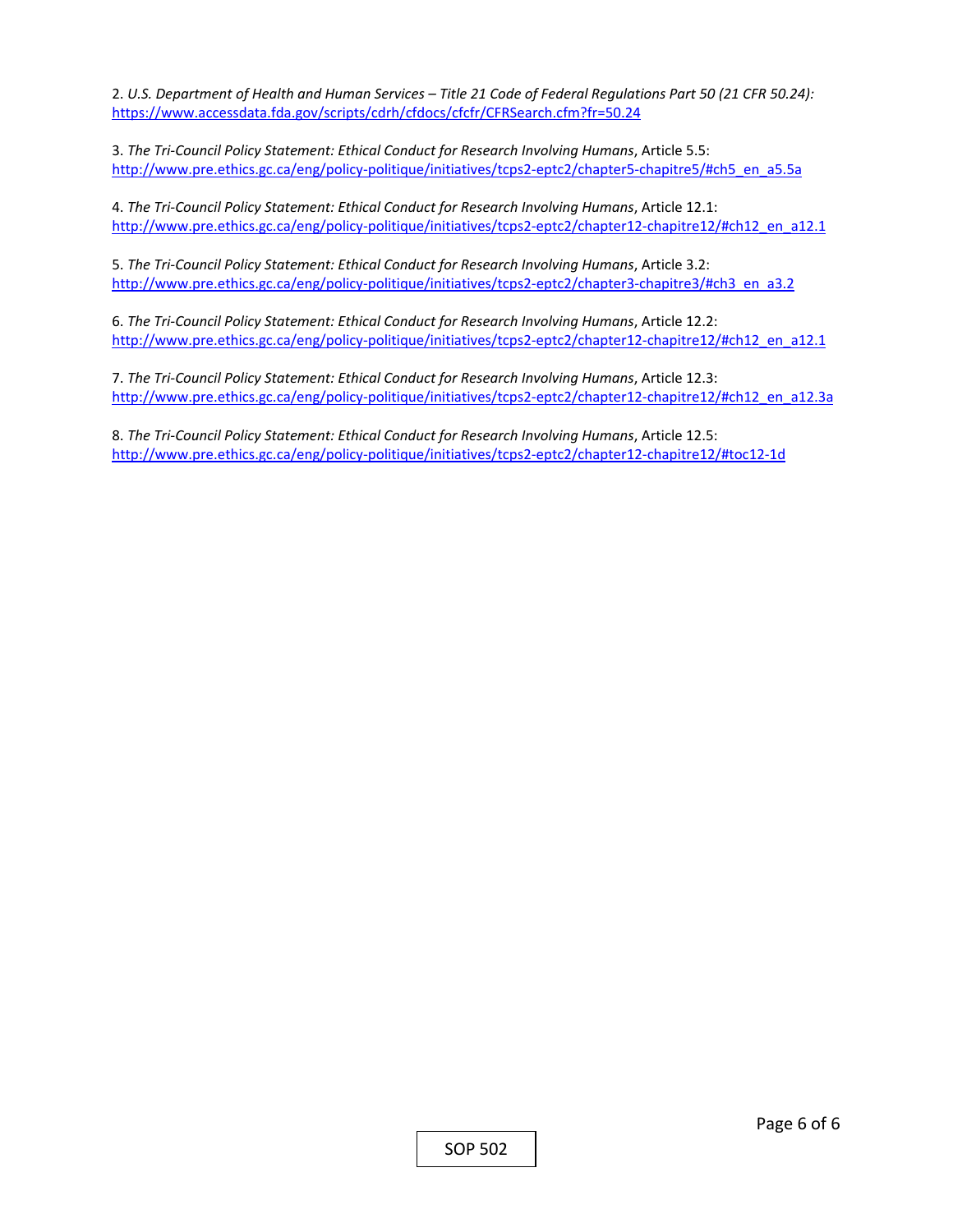2. *U.S. Department of Health and Human Services – Title 21 Code of Federal Regulations Part 50 (21 CFR 50.24):* https://www.accessdata.fda.gov/scripts/cdrh/cfdocs/cfcfr/CFRSearch.cfm?fr=50.24

3. *The Tri-Council Policy Statement: Ethical Conduct for Research Involving Humans*, Article 5.5: http://www.pre.ethics.gc.ca/eng/policy-politique/initiatives/tcps2-eptc2/chapter5-chapitre5/#ch5_en_a5.5a

4. *The Tri-Council Policy Statement: Ethical Conduct for Research Involving Humans*, Article 12.1: http://www.pre.ethics.gc.ca/eng/policy-politique/initiatives/tcps2-eptc2/chapter12-chapitre12/#ch12_en_a12.1

5. *The Tri-Council Policy Statement: Ethical Conduct for Research Involving Humans*, Article 3.2: http://www.pre.ethics.gc.ca/eng/policy-politique/initiatives/tcps2-eptc2/chapter3-chapitre3/#ch3_en_a3.2

6. *The Tri-Council Policy Statement: Ethical Conduct for Research Involving Humans*, Article 12.2: http://www.pre.ethics.gc.ca/eng/policy-politique/initiatives/tcps2-eptc2/chapter12-chapitre12/#ch12_en_a12.1

7. *The Tri-Council Policy Statement: Ethical Conduct for Research Involving Humans*, Article 12.3: http://www.pre.ethics.gc.ca/eng/policy-politique/initiatives/tcps2-eptc2/chapter12-chapitre12/#ch12_en_a12.3a

8. *The Tri-Council Policy Statement: Ethical Conduct for Research Involving Humans*, Article 12.5: http://www.pre.ethics.gc.ca/eng/policy-politique/initiatives/tcps2-eptc2/chapter12-chapitre12/#toc12-1d